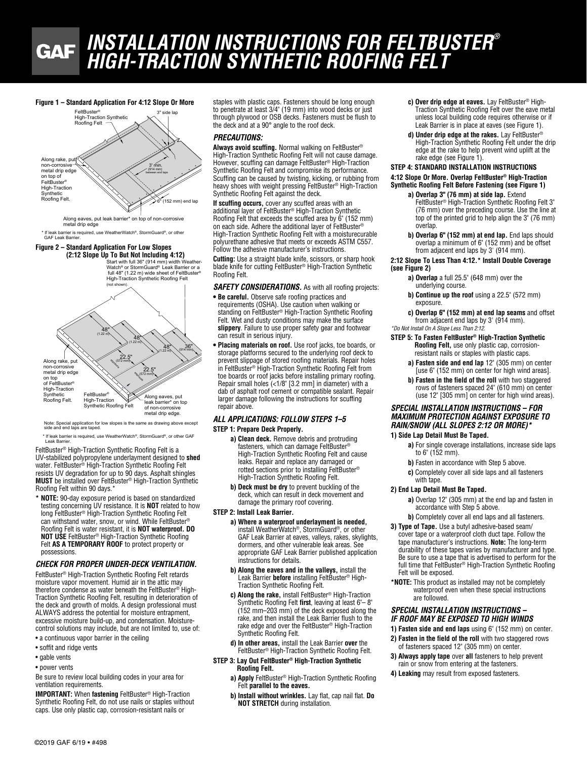# INSTALLATION INSTRUCTIONS FOR FELTBUSTER® HIGH-TRACTION SYNTHETIC ROOFING FELT

**Figure 1 – Standard Application For 4:12 Slope Or More**

FeltBuster® High-Traction Synthetic Roofing Felt

3" side lap

Along rake, put non-corrosive metal drip edge on top of FeltBuster® High-Traction Synthetic Roofing Felt.

3' min. (914 mm) between end laps

6" (152 mm) end lap

Along eaves, put leak barrier* on top of non-corrosive metal drip edge

\* If leak barrier is required, use WeatherWatch®, StormGuard®, or other GAF Leak Barrier.

**Figure 2 – Standard Application For Low Slopes (2:12 Slope Up To But Not Including 4:12)**

Start with full 36" (914 mm) width Weather-Watch® or StormGuard® Leak Barrier or a full 48" (1.22 m) wide sheet of FeltBuster® High-Traction Synthetic Roofing Felt (not shown).

48" (1.22 m) 48" (1.22 m) 48" (1.22 m) 36" (914 mm) 22.5" (572 mm) exposure 22.5" (572 mm) exposure

Along rake, put non-corrosive metal drip edge on top of FeltBuster® High-Traction Synthetic Roofing Felt.

FeltBuster® High-Traction Synthetic Roofing Felt

Along eaves, put leak barrier* on top of non-corrosive metal drip edge.

Note: Special application for low slopes is the same as drawing above except side and end laps are taped.

\* If leak barrier is required, use WeatherWatch®, StormGuard®, or other GAF Leak Barrier.

FeltBuster® High-Traction Synthetic Roofing Felt is a UV-stabilized polypropylene underlayment designed to **shed** water. FeltBuster® High-Traction Synthetic Roofing Felt resists UV degradation for up to 90 days. Asphalt shingles **MUST** be installed over FeltBuster® High-Traction Synthetic Roofing Felt within 90 days.*

\* **NOTE:** 90-day exposure period is based on standardized testing concerning UV resistance. It is **NOT** related to how long FeltBuster® High-Traction Synthetic Roofing Felt can withstand water, snow, or wind. While FeltBuster® Roofing Felt is water resistant, it is **NOT waterproof. DO NOT USE** FeltBuster® High-Traction Synthetic Roofing Felt **AS A TEMPORARY ROOF** to protect property or possessions.

### CHECK FOR PROPER UNDER-DECK VENTILATION.

FeltBuster® High-Traction Synthetic Roofing Felt retards moisture vapor movement. Humid air in the attic may therefore condense as water beneath the FeltBuster® High-Traction Synthetic Roofing Felt, resulting in deterioration of the deck and growth of molds. A design professional must ALWAYS address the potential for moisture entrapment, excessive moisture build-up, and condensation. Moisture-control solutions may include, but are not limited to, use of:

- a continuous vapor barrier in the ceiling
- soffit and ridge vents
- gable vents
- power vents

Be sure to review local building codes in your area for ventilation requirements.

**IMPORTANT:** When **fastening** FeltBuster® High-Traction Synthetic Roofing Felt, do not use nails or staples without caps. Use only plastic cap, corrosion-resistant nails or staples with plastic caps. Fasteners should be long enough to penetrate at least 3/4" (19 mm) into wood decks or just through plywood or OSB decks. Fasteners must be flush to the deck and at a 90° angle to the roof deck.

### PRECAUTIONS:

**Always avoid scuffing.** Normal walking on FeltBuster® High-Traction Synthetic Roofing Felt will not cause damage. However, scuffing can damage FeltBuster® High-Traction Synthetic Roofing Felt and compromise its performance. Scuffing can be caused by twisting, kicking, or rubbing from heavy shoes with weight pressing FeltBuster® High-Traction Synthetic Roofing Felt against the deck.

**If scuffing occurs,** cover any scuffed areas with an additional layer of FeltBuster® High-Traction Synthetic Roofing Felt that exceeds the scuffed area by 6" (152 mm) on each side. Adhere the additional layer of FeltBuster® High-Traction Synthetic Roofing Felt with a moisturecurable polyurethane adhesive that meets or exceeds ASTM C557. Follow the adhesive manufacturer's instructions.

**Cutting:** Use a straight blade knife, scissors, or sharp hook blade knife for cutting FeltBuster® High-Traction Synthetic Roofing Felt.

***SAFETY CONSIDERATIONS.*** As with all roofing projects:

- **Be careful.** Observe safe roofing practices and requirements (OSHA). Use caution when walking or standing on FeltBuster® High-Traction Synthetic Roofing Felt. Wet and dusty conditions may make the surface **slippery**. Failure to use proper safety gear and footwear can result in serious injury.
- **Placing materials on roof.** Use roof jacks, toe boards, or storage platforms secured to the underlying roof deck to prevent slippage of stored roofing materials. Repair holes in FeltBuster® High-Traction Synthetic Roofing Felt from toe boards or roof jacks before installing primary roofing. Repair small holes (<1/8" [3.2 mm] in diameter) with a dab of asphalt roof cement or compatible sealant. Repair larger damage following the instructions for scuffing repair above.

### ALL APPLICATIONS: FOLLOW STEPS 1–5

**STEP 1: Prepare Deck Properly.**

- **a) Clean deck.** Remove debris and protruding fasteners, which can damage FeltBuster® High-Traction Synthetic Roofing Felt and cause leaks. Repair and replace any damaged or rotted sections prior to installing FeltBuster® High-Traction Synthetic Roofing Felt.
- **b) Deck must be dry** to prevent buckling of the deck, which can result in deck movement and damage the primary roof covering.

**STEP 2: Install Leak Barrier.**

- **a) Where a waterproof underlayment is needed,** install WeatherWatch®, StormGuard®, or other GAF Leak Barrier at eaves, valleys, rakes, skylights, dormers, and other vulnerable leak areas. See appropriate GAF Leak Barrier published application instructions for details.
- **b) Along the eaves and in the valleys,** install the Leak Barrier **before** installing FeltBuster® High-Traction Synthetic Roofing Felt.
- **c) Along the rake,** install FeltBuster® High-Traction Synthetic Roofing Felt **first**, leaving at least 6"– 8" (152 mm–203 mm) of the deck exposed along the rake, and then install the Leak Barrier flush to the rake edge and over the FeltBuster® High-Traction Synthetic Roofing Felt.
- **d) In other areas,** install the Leak Barrier **over** the FeltBuster® High-Traction Synthetic Roofing Felt.

**STEP 3: Lay Out FeltBuster® High-Traction Synthetic Roofing Felt.**

- **a) Apply** FeltBuster® High-Traction Synthetic Roofing Felt **parallel to the eaves.**
- **b) Install without wrinkles.** Lay flat, cap nail flat. **Do NOT STRETCH** during installation.
- **c) Over drip edge at eaves.** Lay FeltBuster® High-Traction Synthetic Roofing Felt over the eave metal unless local building code requires otherwise or if Leak Barrier is in place at eaves (see Figure 1).
- **d) Under drip edge at the rakes.** Lay FeltBuster® High-Traction Synthetic Roofing Felt under the drip edge at the rake to help prevent wind uplift at the rake edge (see Figure 1).

**STEP 4: STANDARD INSTALLATION INSTRUCTIONS**

**4:12 Slope Or More. Overlap FeltBuster® High-Traction Synthetic Roofing Felt Before Fastening (see Figure 1)**

- **a) Overlap 3" (76 mm) at side lap.** Extend FeltBuster® High-Traction Synthetic Roofing Felt 3" (76 mm) over the preceding course. Use the line at top of the printed grid to help align the 3" (76 mm) overlap.
- **b) Overlap 6" (152 mm) at end lap.** End laps should overlap a minimum of 6" (152 mm) and be offset from adjacent end laps by 3' (914 mm).

**2:12 Slope To Less Than 4:12.* Install Double Coverage (see Figure 2)**

- **a) Overlap** a full 25.5" (648 mm) over the underlying course.
- **b) Continue up the roof** using a 22.5" (572 mm) exposure.
- **c) Overlap 6" (152 mm) at end lap seams** and offset from adjacent end laps by 3' (914 mm).

*\*Do Not Install On A Slope Less Than 2:12.*

**STEP 5: To Fasten FeltBuster® High-Traction Synthetic Roofing Felt,** use only plastic cap, corrosion-resistant nails or staples with plastic caps.

- **a) Fasten side and end lap** 12" (305 mm) on center [use 6" (152 mm) on center for high wind areas].
- **b) Fasten in the field of the roll** with two staggered rows of fasteners spaced 24" (610 mm) on center (use 12" [305 mm] on center for high wind areas).

### SPECIAL INSTALLATION INSTRUCTIONS – FOR MAXIMUM PROTECTION AGAINST EXPOSURE TO RAIN/SNOW (ALL SLOPES 2:12 OR MORE)*

**1) Side Lap Detail Must Be Taped.**

- **a)** For single coverage installations, increase side laps to 6" (152 mm).
- **b)** Fasten in accordance with Step 5 above.
- **c)** Completely cover all side laps and all fasteners with tape.

**2) End Lap Detail Must Be Taped.**

- **a)** Overlap 12" (305 mm) at the end lap and fasten in accordance with Step 5 above.
- **b)** Completely cover all end laps and all fasteners.

**3) Type of Tape.** Use a butyl adhesive-based seam/cover tape or a waterproof cloth duct tape. Follow the tape manufacturer's instructions. **Note:** The long-term durability of these tapes varies by manufacturer and type. Be sure to use a tape that is advertised to perform for the full time that FeltBuster® High-Traction Synthetic Roofing Felt will be exposed.

**\*NOTE:** This product as installed may not be completely waterproof even when these special instructions are followed.

### SPECIAL INSTALLATION INSTRUCTIONS – IF ROOF MAY BE EXPOSED TO HIGH WINDS

**1) Fasten side and end laps** using 6" (152 mm) on center.

**2) Fasten in the field of the roll** with two staggered rows of fasteners spaced 12" (305 mm) on center.

**3) Always apply tape** over **all** fasteners to help prevent rain or snow from entering at the fasteners.

**4) Leaking** may result from exposed fasteners.

©2019 GAF 6/19 • #498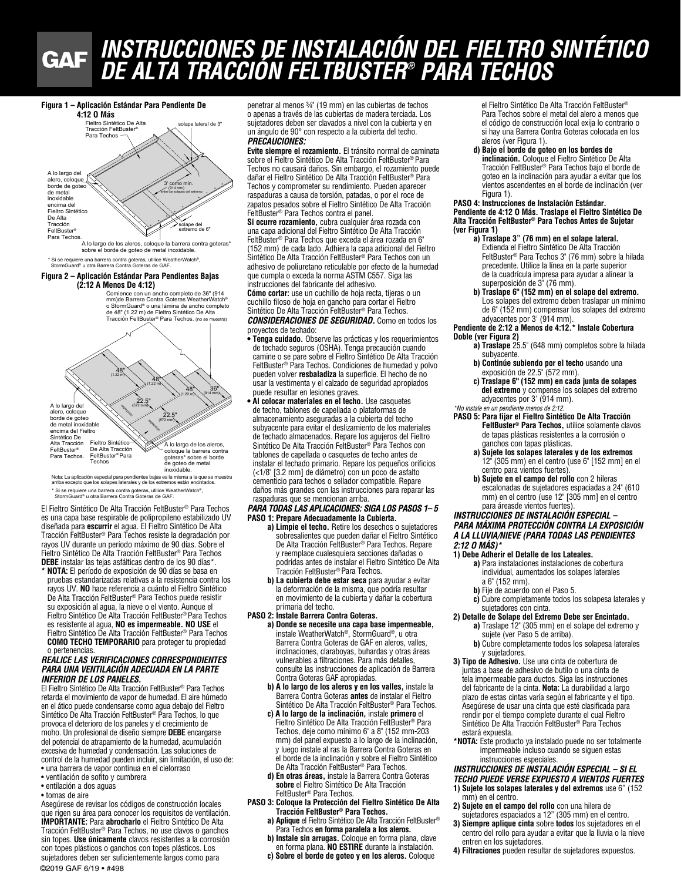# INSTRUCCIONES DE INSTALACIÓN DEL FIELTRO SINTÉTICO DE ALTA TRACCIÓN FELTBUSTER® PARA TECHOS

**Figura 1 – Aplicación Estándar Para Pendiente De 4:12 O Más**

Fieltro Sintético De Alta Tracción FeltBuster® Para Techos

solape lateral de 3"

A lo largo del alero, coloque borde de goteo de metal inoxidable encima del Fieltro Sintético De Alta Tracción FeltBuster® Para Techos.

3' como mín. (914 mm) entre los solapes del extremo

solape del extremo de 6"

A lo largo de los aleros, coloque la barrera contra goteras* sobre el borde de goteo de metal inoxidable.

\* Si se requiere una barrera contra goteras, utilice WeatherWatch®, StormGuard® u otra Barrera Contra Goteras de GAF.

**Figura 2 – Aplicación Estándar Para Pendientes Bajas (2:12 A Menos De 4:12)**

Comience con un ancho completo de 36" (914 mm)de Barrera Contra Goteras WeatherWatch® o StormGuard® o una lámina de ancho completo de 48" (1.22 m) de Fieltro Sintético De Alta Tracción FeltBuster® Para Techos. (no se muestra)

48" (1.22 m) — 48" (1.22 m) — 48" (1.22 m) — 36" (914 mm) — 22.5" (572 mm) exposición — 22.5" (572 mm) exposición

A lo largo del alero, coloque borde de goteo de metal inoxidable encima del Fieltro Sintético De Alta Tracción FeltBuster® Para Techos.

Fieltro Sintético De Alta Tracción FeltBuster® Para Techos

A lo largo de los aleros, coloque la barrera contra goteras* sobre el borde de goteo de metal inoxidable.

Nota: La aplicación especial para pendientes bajas es la misma a la que se muestra arriba excepto que los solapes laterales y de los extremos están encintados.

\* Si se requiere una barrera contra goteras, utilice WeatherWatch®, StormGuard® u otra Barrera Contra Goteras de GAF.

El Fieltro Sintético De Alta Tracción FeltBuster® Para Techos es una capa base respirable de polipropileno estabilizado UV diseñada para **escurrir** el agua. El Fieltro Sintético De Alta Tracción FeltBuster® Para Techos resiste la degradación por rayos UV durante un período máximo de 90 días. Sobre el Fieltro Sintético De Alta Tracción FeltBuster® Para Techos **DEBE** instalar las tejas asfálticas dentro de los 90 días*.

\* **NOTA:** El período de exposición de 90 días se basa en pruebas estandarizadas relativas a la resistencia contra los rayos UV. **NO** hace referencia a cuánto el Fieltro Sintético De Alta Tracción FeltBuster® Para Techos puede resistir su exposición al agua, la nieve o el viento. Aunque el Fieltro Sintético De Alta Tracción FeltBuster® Para Techos es resistente al agua, **NO es impermeable. NO USE** el Fieltro Sintético De Alta Tracción FeltBuster® Para Techos **COMO TECHO TEMPORARIO** para proteger tu propiedad o pertenencias.

***REALICE LAS VERIFICACIONES CORRESPONDIENTES PARA UNA VENTILACIÓN ADECUADA EN LA PARTE INFERIOR DE LOS PANELES.***

El Fieltro Sintético De Alta Tracción FeltBuster® Para Techos retarda el movimiento de vapor de humedad. El aire húmedo en el ático puede condensarse como agua debajo del Fieltro Sintético De Alta Tracción FeltBuster® Para Techos, lo que provoca el deterioro de los paneles y el crecimiento de moho. Un profesional de diseño siempre **DEBE** encargarse del potencial de atrapamiento de la humedad, acumulación excesiva de humedad y condensación. Las soluciones de control de la humedad pueden incluir, sin limitación, el uso de:

- una barrera de vapor continua en el cielorraso
- ventilación de sofito y cumbrera
- entilación a dos aguas
- tomas de aire

Asegúrese de revisar los códigos de construcción locales que rigen su área para conocer los requisitos de ventilación. **IMPORTANTE:** Para **abrocharlo** el Fieltro Sintético De Alta Tracción FeltBuster® Para Techos, no use clavos o ganchos sin topes. **Use únicamente** clavos resistentes a la corrosión con topes plásticos o ganchos con topes plásticos. Los sujetadores deben ser suficientemente largos como para penetrar al menos ¾" (19 mm) en las cubiertas de techos o apenas a través de las cubiertas de madera terciada. Los sujetadores deben ser clavados a nivel con la cubierta y en un ángulo de 90° con respecto a la cubierta del techo.

***PRECAUCIONES:***

**Evite siempre el rozamiento.** El tránsito normal de caminata sobre el Fieltro Sintético De Alta Tracción FeltBuster® Para Techos no causará daños. Sin embargo, el rozamiento puede dañar el Fieltro Sintético De Alta Tracción FeltBuster® Para Techos y comprometer su rendimiento. Pueden aparecer raspaduras a causa de torsión, patadas, o por el roce de zapatos pesados sobre el Fieltro Sintético De Alta Tracción FeltBuster® Para Techos contra el panel.

**Si ocurre rozamiento,** cubra cualquier área rozada con una capa adicional del Fieltro Sintético De Alta Tracción FeltBuster® Para Techos que exceda el área rozada en 6" (152 mm) de cada lado. Adhiera la capa adicional del Fieltro Sintético De Alta Tracción FeltBuster® Para Techos con un adhesivo de poliuretano reticulable por efecto de la humedad que cumpla o exceda la norma ASTM C557. Siga las instrucciones del fabricante del adhesivo.

**Cómo cortar:** use un cuchillo de hoja recta, tijeras o un cuchillo filoso de hoja en gancho para cortar el Fieltro Sintético De Alta Tracción FeltBuster® Para Techos.

***CONSIDERACIONES DE SEGURIDAD.*** Como en todos los proyectos de techado:

- **Tenga cuidado.** Observe las prácticas y los requerimientos de techado seguros (OSHA). Tenga precaución cuando camine o se pare sobre el Fieltro Sintético De Alta Tracción FeltBuster® Para Techos. Condiciones de humedad y polvo pueden volver **resbaladiza** la superficie. El hecho de no usar la vestimenta y el calzado de seguridad apropiados puede resultar en lesiones graves.
- **Al colocar materiales en el techo.** Use casquetes de techo, tablones de capellada o plataformas de almacenamiento aseguradas a la cubierta del techo subyacente para evitar el deslizamiento de los materiales de techado almacenados. Repare los agujeros del Fieltro Sintético De Alta Tracción FeltBuster® Para Techos con tablones de capellada o casquetes de techo antes de instalar el techado primario. Repare los pequeños orificios (<1/8" [3.2 mm] de diámetro) con un poco de asfalto cementicio para techos o sellador compatible. Repare daños más grandes con las instrucciones para reparar las raspaduras que se mencionan arriba.

***PARA TODAS LAS APLICACIONES: SIGA LOS PASOS 1– 5***

**PASO 1: Prepare Adecuadamente la Cubierta.**

a) **Limpie el techo.** Retire los desechos o sujetadores sobresalientes que pueden dañar el Fieltro Sintético De Alta Tracción FeltBuster® Para Techos. Repare y reemplace cualesquiera secciones dañadas o podridas antes de instalar el Fieltro Sintético De Alta Tracción FeltBuster® Para Techos.

b) **La cubierta debe estar seca** para ayudar a evitar la deformación de la misma, que podría resultar en movimiento de la cubierta y dañar la cobertura primaria del techo.

**PASO 2: Instale Barrera Contra Goteras.**

a) **Donde se necesite una capa base impermeable,** instale WeatherWatch®, StormGuard®, u otra Barrera Contra Goteras de GAF en aleros, valles, inclinaciones, claraboyas, buhardas y otras áreas vulnerables a filtraciones. Para más detalles, consulte las instrucciones de aplicación de Barrera Contra Goteras GAF apropiadas.

b) **A lo largo de los aleros y en los valles,** instale la Barrera Contra Goteras **antes** de instalar el Fieltro Sintético De Alta Tracción FeltBuster® Para Techos.

c) **A lo largo de la inclinación,** instale **primero** el Fieltro Sintético De Alta Tracción FeltBuster® Para Techos, deje como mínimo 6" a 8" (152 mm-203 mm) del panel expuesto a lo largo de la inclinación, y luego instale al ras la Barrera Contra Goteras en el borde de la inclinación y sobre el Fieltro Sintético De Alta Tracción FeltBuster® Para Techos.

d) **En otras áreas,** instale la Barrera Contra Goteras **sobre** el Fieltro Sintético De Alta Tracción FeltBuster® Para Techos.

**PASO 3: Coloque la Protección del Fieltro Sintético De Alta Tracción FeltBuster® Para Techos.**

a) **Aplique** el Fieltro Sintético De Alta Tracción FeltBuster® Para Techos **en forma paralela a los aleros.**

b) **Instale sin arrugas.** Coloque en forma plana, clave en forma plana. **NO ESTIRE** durante la instalación.

c) **Sobre el borde de goteo y en los aleros.** Coloque el Fieltro Sintético De Alta Tracción FeltBuster® Para Techos sobre el metal del alero a menos que el código de construcción local exija lo contrario o si hay una Barrera Contra Goteras colocada en los aleros (ver Figura 1).

d) **Bajo el borde de goteo en los bordes de inclinación.** Coloque el Fieltro Sintético De Alta Tracción FeltBuster® Para Techos bajo el borde de goteo en la inclinación para ayudar a evitar que los vientos ascendentes en el borde de inclinación (ver Figura 1).

**PASO 4: Instrucciones de Instalación Estándar.**

**Pendiente de 4:12 O Más. Traslape el Fieltro Sintético De Alta Tracción FeltBuster® Para Techos Antes de Sujetar (ver Figura 1)**

a) **Traslape 3" (76 mm) en el solape lateral.** Extienda el Fieltro Sintético De Alta Tracción FeltBuster® Para Techos 3" (76 mm) sobre la hilada precedente. Utilice la línea en la parte superior de la cuadrícula impresa para ayudar a alinear la superposición de 3" (76 mm).

b) **Traslape 6" (152 mm) en el solape del extremo.** Los solapes del extremo deben traslapar un mínimo de 6" (152 mm) compensar los solapes del extremo adyacentes por 3' (914 mm).

**Pendiente de 2:12 a Menos de 4:12.* Instale Cobertura Doble (ver Figura 2)**

a) **Traslape** 25.5" (648 mm) completos sobre la hilada subyacente.

b) **Continúe subiendo por el techo** usando una exposición de 22.5" (572 mm).

c) **Traslape 6" (152 mm) en cada junta de solapes del extremo** y compense los solapes del extremo adyacentes por 3' (914 mm).

*\*No instale en un pendiente menos de 2:12.*

**PASO 5: Para fijar el Fieltro Sintético De Alta Tracción FeltBuster® Para Techos,** utilice solamente clavos de tapas plásticas resistentes a la corrosión o ganchos con tapas plásticas.

a) **Sujete los solapes laterales y de los extremos** 12" (305 mm) en el centro (use 6" [152 mm] en el centro para vientos fuertes).

b) **Sujete en el campo del rollo** con 2 hileras escalonadas de sujetadores espaciadas a 24" (610 mm) en el centro (use 12" [305 mm] en el centro para áreasde vientos fuertes).

***INSTRUCCIONES DE INSTALACIÓN ESPECIAL – PARA MÁXIMA PROTECCIÓN CONTRA LA EXPOSICIÓN A LA LLUVIA/NIEVE (PARA TODAS LAS PENDIENTES 2:12 O MÁS)****

**1) Debe Adherir el Detalle de los Lateales.**

a) Para instalaciones instalaciones de cobertura individual, aumentados los solapes laterales a 6" (152 mm).

b) Fije de acuerdo con el Paso 5.

c) Cubre completamente todos los solapesa laterales y sujetadores con cinta.

**2) Detalle de Solape del Extremo Debe ser Encintado.**

a) Traslape 12" (305 mm) en el solape del extremo y sujete (ver Paso 5 de arriba).

b) Cubre completamente todos los solapesa laterales y sujetadores.

**3) Tipo de Adhesivo.** Use una cinta de cobertura de juntas a base de adhesivo de butilo o una cinta de tela impermeable para ductos. Siga las instrucciones del fabricante de la cinta. **Nota:** La durabilidad a largo plazo de estas cintas varía según el fabricante y el tipo. Asegúrese de usar una cinta que esté clasificada para rendir por el tiempo complete durante el cual Fieltro Sintético De Alta Tracción FeltBuster® Para Techos estará expuesta.

\***NOTA:** Este producto ya instalado puede no ser totalmente impermeable incluso cuando se siguen estas instrucciones especiales.

***INSTRUCCIONES DE INSTALACIÓN ESPECIAL – SI EL TECHO PUEDE VERSE EXPUESTO A VIENTOS FUERTES***

**1) Sujete los solapes laterales y del extremos** use 6" (152 mm) en el centro.

**2) Sujete en el campo del rollo** con una hilera de sujetadores espaciados a 12" (305 mm) en el centro.

**3) Siempre aplique cinta** sobre **todos** los sujetadores en el centro del rollo para ayudar a evitar que la lluvia o la nieve entren en los sujetadores.

**4) Filtraciones** pueden resultar de sujetadores expuestos.

©2019 GAF 6/19 • #498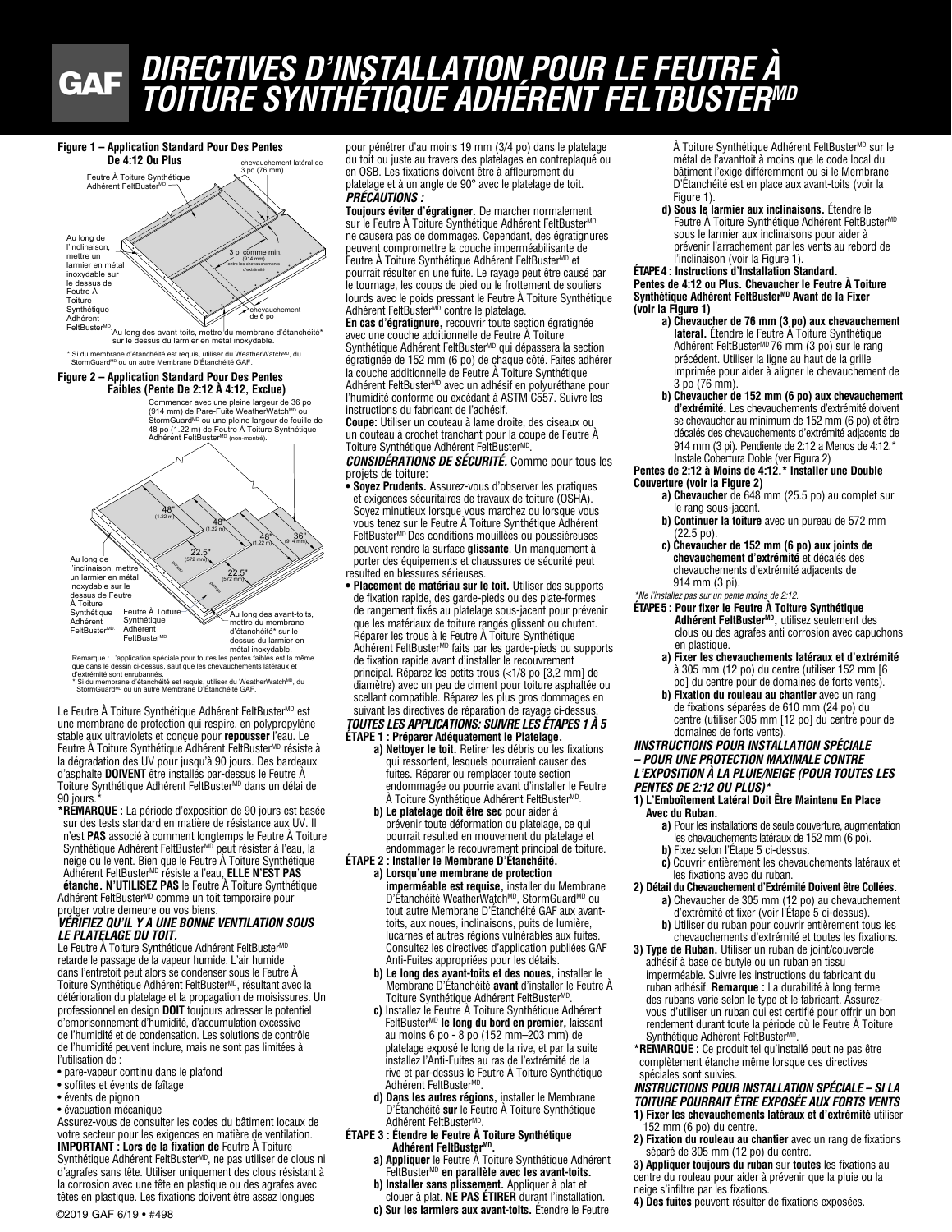# DIRECTIVES D'INSTALLATION POUR LE FEUTRE À TOITURE SYNTHÉTIQUE ADHÉRENT FELTBUSTER[MD]

**Figure 1 – Application Standard Pour Des Pentes De 4:12 Ou Plus**

Feutre À Toiture Synthétique Adhérent FeltBuster[MD]

chevauchement latéral de 3 po (76 mm)

3 pi comme min. (914 mm) entre les chevauchements d'extrémité

chevauchement de 6 po

Au long de l'inclinaison, mettre un larmier en métal inoxydable sur le dessus de Feutre À Toiture Synthétique Adhérent FeltBuster[MD]

Au long des avant-toits, mettre du membrane d'étanchéité* sur le dessus du larmier en métal inoxydable.

\* Si du membrane d'étanchéité est requis, utiliser du WeatherWatch[MD], du StormGuard[MD] ou un autre Membrane D'Étanchéité GAF.

**Figure 2 – Application Standard Pour Des Pentes Faibles (Pente De 2:12 À 4:12, Exclue)**

Commencer avec une pleine largeur de 36 po (914 mm) de Pare-Fuite WeatherWatch[MD] ou StormGuard[MD] ou une pleine largeur de feuille de 48 po (1.22 m) de Feutre À Toiture Synthétique Adhérent FeltBuster[MD] (non-montré).

48" (1.22 m)

48" (1.22 m)

48" (1.22 m)

36" (914 mm)

22.5" (572 mm)

22.5" (572 mm)

Au long de l'inclinaison, mettre un larmier en métal inoxydable sur le dessus de Feutre À Toiture Synthétique Adhérent FeltBuster[MD].

Feutre À Toiture Synthétique Adhérent FeltBuster[MD]

Au long des avant-toits, mettre du membrane d'étanchéité* sur le dessus du larmier en métal inoxydable.

Remarque : L'application spéciale pour toutes les pentes faibles est la même que dans le dessin ci-dessus, sauf que les chevauchements latéraux et d'extrémité sont enrubannés.

\* Si du membrane d'étanchéité est requis, utiliser du WeatherWatch[MD], du StormGuard[MD] ou un autre Membrane D'Étanchéité GAF.

Le Feutre À Toiture Synthétique Adhérent FeltBuster[MD] est une membrane de protection qui respire, en polypropylène stable aux ultraviolets et conçue pour **repousser** l'eau. Le Feutre À Toiture Synthétique Adhérent FeltBuster[MD] résiste à la dégradation des UV pour jusqu'à 90 jours. Des bardeaux d'asphalte **DOIVENT** être installés par-dessus le Feutre À Toiture Synthétique Adhérent FeltBuster[MD] dans un délai de 90 jours.*

**\*REMARQUE :** La période d'exposition de 90 jours est basée sur des tests standard en matière de résistance aux UV. Il n'est **PAS** associé à comment longtemps le Feutre À Toiture Synthétique Adhérent FeltBuster[MD] peut résister à l'eau, la neige ou le vent. Bien que le Feutre À Toiture Synthétique Adhérent FeltBuster[MD] résiste a l'eau, **ELLE N'EST PAS étanche. N'UTILISEZ PAS** le Feutre À Toiture Synthétique Adhérent FeltBuster[MD] comme un toit temporaire pour protger votre demeure ou vos biens.

***VÉRIFIEZ QU'IL Y A UNE BONNE VENTILATION SOUS LE PLATELAGE DU TOIT.***

Le Feutre À Toiture Synthétique Adhérent FeltBuster[MD] retarde le passage de la vapeur humide. L'air humide dans l'entretoit peut alors se condenser sous le Feutre À Toiture Synthétique Adhérent FeltBuster[MD], résultant avec la détérioration du platelage et la propagation de moisissures. Un professionnel en design **DOIT** toujours adresser le potentiel d'emprisonnement d'humidité, d'accumulation excessive de l'humidité et de condensation. Les solutions de contrôle de l'humidité peuvent inclure, mais ne sont pas limitées à l'utilisation de :

- pare-vapeur continu dans le plafond
- soffites et évents de faîtage
- évents de pignon
- évacuation mécanique

Assurez-vous de consulter les codes du bâtiment locaux de votre secteur pour les exigences en matière de ventilation.

**IMPORTANT : Lors de la fixation de** Feutre À Toiture Synthétique Adhérent FeltBuster[MD], ne pas utiliser de clous ni d'agrafes sans tête. Utiliser uniquement des clous résistant à la corrosion avec une tête en plastique ou des agrafes avec têtes en plastique. Les fixations doivent être assez longues pour pénétrer d'au moins 19 mm (3/4 po) dans le platelage du toit ou juste au travers des platelages en contreplaqué ou en OSB. Les fixations doivent être à affleurement du platelage et à un angle de 90° avec le platelage de toit.

***PRÉCAUTIONS :***

**Toujours éviter d'égratigner.** De marcher normalement sur le Feutre À Toiture Synthétique Adhérent FeltBuster[MD] ne causera pas de dommages. Cependant, des égratignures peuvent compromettre la couche imperméabilisante de Feutre À Toiture Synthétique Adhérent FeltBuster[MD] et pourrait résulter en une fuite. Le rayage peut être causé par le tournage, les coups de pied ou le frottement de souliers lourds avec le poids pressant le Feutre À Toiture Synthétique Adhérent FeltBuster[MD] contre le platelage.

**En cas d'égratignure,** recouvrir toute section égratignée avec une couche additionnelle de Feutre À Toiture Synthétique Adhérent FeltBuster[MD] qui dépassera la section égratignée de 152 mm (6 po) de chaque côté. Faites adhérer la couche additionnelle de Feutre À Toiture Synthétique Adhérent FeltBuster[MD] avec un adhésif en polyuréthane pour l'humidité conforme ou excédant à ASTM C557. Suivre les instructions du fabricant de l'adhésif.

**Coupe:** Utiliser un couteau à lame droite, des ciseaux ou un couteau à crochet tranchant pour la coupe de Feutre À Toiture Synthétique Adhérent FeltBuster[MD].

***CONSIDÉRATIONS DE SÉCURITÉ.*** Comme pour tous les projets de toiture:

- **Soyez Prudents.** Assurez-vous d'observer les pratiques et exigences sécuritaires de travaux de toiture (OSHA). Soyez minutieux lorsque vous marchez ou lorsque vous vous tenez sur le Feutre À Toiture Synthétique Adhérent FeltBuster[MD] Des conditions mouillées ou poussiéreuses peuvent rendre la surface **glissante**. Un manquement à porter des équipements et chaussures de sécurité peut resulted en blessures sérieuses.
- **Placement de matériau sur le toit.** Utiliser des supports de fixation rapide, des garde-pieds ou des plate-formes de rangement fixés au platelage sous-jacent pour prévenir que les matériaux de toiture rangés glissent ou chutent. Réparer les trous à le Feutre À Toiture Synthétique Adhérent FeltBuster[MD] faits par les garde-pieds ou supports de fixation rapide avant d'installer le recouvrement principal. Réparez les petits trous (<1/8 po [3,2 mm] de diamètre) avec un peu de ciment pour toiture asphaltée ou scellant compatible. Réparez les plus gros dommages en suivant les directives de réparation de rayage ci-dessus.

***TOUTES LES APPLICATIONS: SUIVRE LES ÉTAPES 1 À 5***

**ÉTAPE 1 : Préparer Adéquatement le Platelage.**

a) **Nettoyer le toit.** Retirer les débris ou les fixations qui ressortent, lesquels pourraient causer des fuites. Réparer ou remplacer toute section endommagée ou pourrie avant d'installer le Feutre À Toiture Synthétique Adhérent FeltBuster[MD].

b) **Le platelage doit être sec** pour aider à prévenir toute déformation du platelage, ce qui pourrait resulted en mouvement du platelage et endommager le recouvrement principal de toiture.

**ÉTAPE 2 : Installer le Membrane D'Étanchéité.**

a) **Lorsqu'une membrane de protection imperméable est requise,** installer du Membrane D'Étanchéité WeatherWatch[MD], StormGuard[MD] ou tout autre Membrane D'Étanchéité GAF aux avant-toits, aux noues, inclinaisons, puits de lumière, lucarnes et autres régions vulnérables aux fuites. Consultez les directives d'application publiées GAF Anti-Fuites appropriées pour les détails.

b) **Le long des avant-toits et des noues,** installer le Membrane D'Étanchéité **avant** d'installer le Feutre À Toiture Synthétique Adhérent FeltBuster[MD].

c) Installez le Feutre À Toiture Synthétique Adhérent FeltBuster[MD] **le long du bord en premier,** laissant au moins 6 po - 8 po (152 mm–203 mm) de platelage exposé le long de la rive, et par la suite installez l'Anti-Fuites au ras de l'extrémité de la rive et par-dessus le Feutre À Toiture Synthétique Adhérent FeltBuster[MD].

d) **Dans les autres régions,** installer le Membrane D'Étanchéité **sur** le Feutre À Toiture Synthétique Adhérent FeltBuster[MD].

**ÉTAPE 3 : Étendre le Feutre À Toiture Synthétique Adhérent FeltBuster[MD].**

a) **Appliquer** le Feutre À Toiture Synthétique Adhérent FeltBuster[MD] **en parallèle avec les avant-toits.**

b) **Installer sans plissement.** Appliquer à plat et clouer à plat. **NE PAS ÉTIRER** durant l'installation.

c) **Sur les larmiers aux avant-toits.** Étendre le Feutre À Toiture Synthétique Adhérent FeltBuster[MD] sur le métal de l'avanttoit à moins que le code local du bâtiment l'exige différemment ou si le Membrane D'Étanchéité est en place aux avant-toits (voir la Figure 1).

d) **Sous le larmier aux inclinaisons.** Étendre le Feutre À Toiture Synthétique Adhérent FeltBuster[MD] sous le larmier aux inclinaisons pour aider à prévenir l'arrachement par les vents au rebord de l'inclinaison (voir la Figure 1).

**ÉTAPE 4 : Instructions d'Installation Standard.**

**Pentes de 4:12 ou Plus. Chevaucher le Feutre À Toiture Synthétique Adhérent FeltBuster[MD] Avant de la Fixer (voir la Figure 1)**

a) **Chevaucher de 76 mm (3 po) aux chevauchement lateral.** Étendre le Feutre À Toiture Synthétique Adhérent FeltBuster[MD] 76 mm (3 po) sur le rang précédent. Utiliser la ligne au haut de la grille imprimée pour aider à aligner le chevauchement de 3 po (76 mm).

b) **Chevaucher de 152 mm (6 po) aux chevauchement d'extrémité.** Les chevauchements d'extrémité doivent se chevaucher au minimum de 152 mm (6 po) et être décalés des chevauchements d'extrémité adjacents de 914 mm (3 pi). Pendiente de 2:12 a Menos de 4:12.* Instale Cobertura Doble (ver Figura 2)

**Pentes de 2:12 à Moins de 4:12.* Installer une Double Couverture (voir la Figure 2)**

a) **Chevaucher** de 648 mm (25.5 po) au complet sur le rang sous-jacent.

b) **Continuer la toiture** avec un pureau de 572 mm (22.5 po).

c) **Chevaucher de 152 mm (6 po) aux joints de chevauchement d'extrémité** et décalés des chevauchements d'extrémité adjacents de 914 mm (3 pi).

*\*Ne l'installez pas sur un pente moins de 2:12.*

**ÉTAPE 5 : Pour fixer le Feutre À Toiture Synthétique Adhérent FeltBuster[MD],** utilisez seulement des clous ou des agrafes anti corrosion avec capuchons en plastique.

a) **Fixer les chevauchements latéraux et d'extrémité** à 305 mm (12 po) du centre (utiliser 152 mm [6 po] du centre pour de domaines de forts vents).

b) **Fixation du rouleau au chantier** avec un rang de fixations séparées de 610 mm (24 po) du centre (utiliser 305 mm [12 po] du centre pour de domaines de forts vents).

***IINSTRUCTIONS POUR INSTALLATION SPÉCIALE – POUR UNE PROTECTION MAXIMALE CONTRE L'EXPOSITION À LA PLUIE/NEIGE (POUR TOUTES LES PENTES DE 2:12 OU PLUS)****

**1) L'Emboîtement Latéral Doit Être Maintenu En Place Avec du Ruban.**

a) Pour les installations de seule couverture, augmentation les chevauchements latéraux de 152 mm (6 po).

b) Fixez selon l'Étape 5 ci-dessus.

c) Couvrir entièrement les chevauchements latéraux et les fixations avec du ruban.

**2) Détail du Chevauchement d'Extrémité Doivent être Collées.**

a) Chevaucher de 305 mm (12 po) au chevauchement d'extrémité et fixer (voir l'Étape 5 ci-dessus).

b) Utiliser du ruban pour couvrir entièrement tous les chevauchements d'extrémité et toutes les fixations.

**3) Type de Ruban.** Utiliser un ruban de joint/couvercle adhésif à base de butyle ou un ruban en tissu imperméable. Suivre les instructions du fabricant du ruban adhésif. **Remarque :** La durabilité à long terme des rubans varie selon le type et le fabricant. Assurez-vous d'utiliser un ruban qui est certifié pour offrir un bon rendement durant toute la période où le Feutre À Toiture Synthétique Adhérent FeltBuster[MD].

**\*REMARQUE :** Ce produit tel qu'installé peut ne pas être complètement étanche même lorsque ces directives spéciales sont suivies.

***INSTRUCTIONS POUR INSTALLATION SPÉCIALE – SI LA TOITURE POURRAIT ÊTRE EXPOSÉE AUX FORTS VENTS***

**1) Fixer les chevauchements latéraux et d'extrémité** utiliser 152 mm (6 po) du centre.

**2) Fixation du rouleau au chantier** avec un rang de fixations séparé de 305 mm (12 po) du centre.

**3) Appliquer toujours du ruban** sur **toutes** les fixations au centre du rouleau pour aider à prévenir que la pluie ou la neige s'infiltre par les fixations.

**4) Des fuites** peuvent résulter de fixations exposées.

©2019 GAF 6/19 • #498